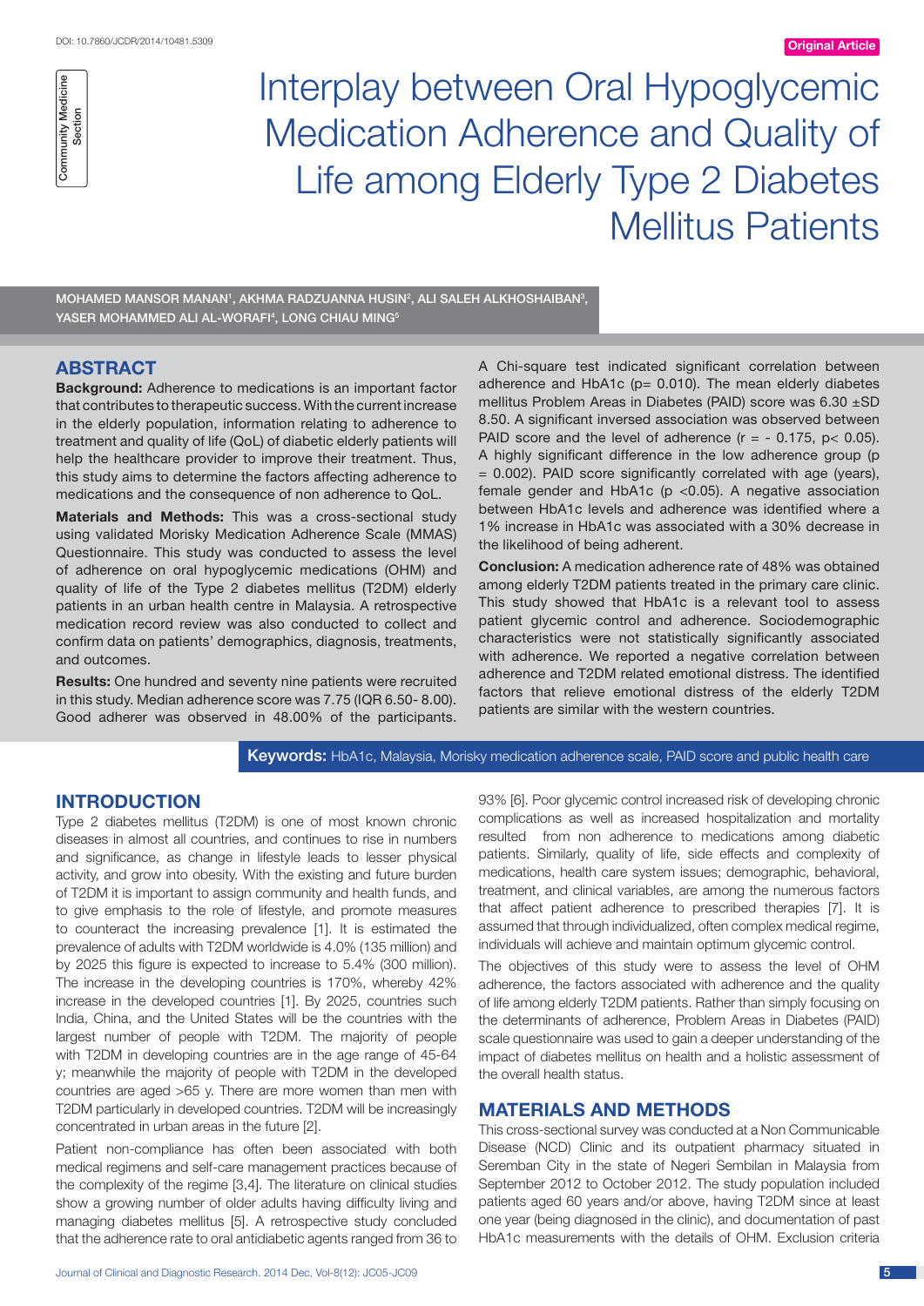Original Article

Community Medicine Section

# Interplay between Oral Hypoglycemic Medication Adherence and Quality of Life among Elderly Type 2 Diabetes Mellitus Patients

MOHAMED MANSOR MANAN[1], AKHMA RADZUANNA HUSIN[2], ALI SALEH ALKHOSHAIBAN[3], YASER MOHAMMED ALI AL-WORAFI[4], LONG CHIAU MING[5]

## ABSTRACT

**Background:** Adherence to medications is an important factor that contributes to therapeutic success. With the current increase in the elderly population, information relating to adherence to treatment and quality of life (QoL) of diabetic elderly patients will help the healthcare provider to improve their treatment. Thus, this study aims to determine the factors affecting adherence to medications and the consequence of non adherence to QoL.

**Materials and Methods:** This was a cross-sectional study using validated Morisky Medication Adherence Scale (MMAS) Questionnaire. This study was conducted to assess the level of adherence on oral hypoglycemic medications (OHM) and quality of life of the Type 2 diabetes mellitus (T2DM) elderly patients in an urban health centre in Malaysia. A retrospective medication record review was also conducted to collect and confirm data on patients' demographics, diagnosis, treatments, and outcomes.

**Results:** One hundred and seventy nine patients were recruited in this study. Median adherence score was 7.75 (IQR 6.50- 8.00). Good adherer was observed in 48.00% of the participants. A Chi-square test indicated significant correlation between adherence and HbA1c ($p = 0.010$). The mean elderly diabetes mellitus Problem Areas in Diabetes (PAID) score was 6.30 ±SD 8.50. A significant inversed association was observed between PAID score and the level of adherence ($r = -0.175$, $p < 0.05$). A highly significant difference in the low adherence group ($p = 0.002$). PAID score significantly correlated with age (years), female gender and HbA1c ($p < 0.05$). A negative association between HbA1c levels and adherence was identified where a 1% increase in HbA1c was associated with a 30% decrease in the likelihood of being adherent.

**Conclusion:** A medication adherence rate of 48% was obtained among elderly T2DM patients treated in the primary care clinic. This study showed that HbA1c is a relevant tool to assess patient glycemic control and adherence. Sociodemographic characteristics were not statistically significantly associated with adherence. We reported a negative correlation between adherence and T2DM related emotional distress. The identified factors that relieve emotional distress of the elderly T2DM patients are similar with the western countries.

**Keywords:** HbA1c, Malaysia, Morisky medication adherence scale, PAID score and public health care

## INTRODUCTION

Type 2 diabetes mellitus (T2DM) is one of most known chronic diseases in almost all countries, and continues to rise in numbers and significance, as change in lifestyle leads to lesser physical activity, and grow into obesity. With the existing and future burden of T2DM it is important to assign community and health funds, and to give emphasis to the role of lifestyle, and promote measures to counteract the increasing prevalence [1]. It is estimated the prevalence of adults with T2DM worldwide is 4.0% (135 million) and by 2025 this figure is expected to increase to 5.4% (300 million). The increase in the developing countries is 170%, whereby 42% increase in the developed countries [1]. By 2025, countries such India, China, and the United States will be the countries with the largest number of people with T2DM. The majority of people with T2DM in developing countries are in the age range of 45-64 y; meanwhile the majority of people with T2DM in the developed countries are aged >65 y. There are more women than men with T2DM particularly in developed countries. T2DM will be increasingly concentrated in urban areas in the future [2].

Patient non-compliance has often been associated with both medical regimens and self-care management practices because of the complexity of the regime [3,4]. The literature on clinical studies show a growing number of older adults having difficulty living and managing diabetes mellitus [5]. A retrospective study concluded that the adherence rate to oral antidiabetic agents ranged from 36 to 93% [6]. Poor glycemic control increased risk of developing chronic complications as well as increased hospitalization and mortality resulted from non adherence to medications among diabetic patients. Similarly, quality of life, side effects and complexity of medications, health care system issues; demographic, behavioral, treatment, and clinical variables, are among the numerous factors that affect patient adherence to prescribed therapies [7]. It is assumed that through individualized, often complex medical regime, individuals will achieve and maintain optimum glycemic control.

The objectives of this study were to assess the level of OHM adherence, the factors associated with adherence and the quality of life among elderly T2DM patients. Rather than simply focusing on the determinants of adherence, Problem Areas in Diabetes (PAID) scale questionnaire was used to gain a deeper understanding of the impact of diabetes mellitus on health and a holistic assessment of the overall health status.

## MATERIALS AND METHODS

This cross-sectional survey was conducted at a Non Communicable Disease (NCD) Clinic and its outpatient pharmacy situated in Seremban City in the state of Negeri Sembilan in Malaysia from September 2012 to October 2012. The study population included patients aged 60 years and/or above, having T2DM since at least one year (being diagnosed in the clinic), and documentation of past HbA1c measurements with the details of OHM. Exclusion criteria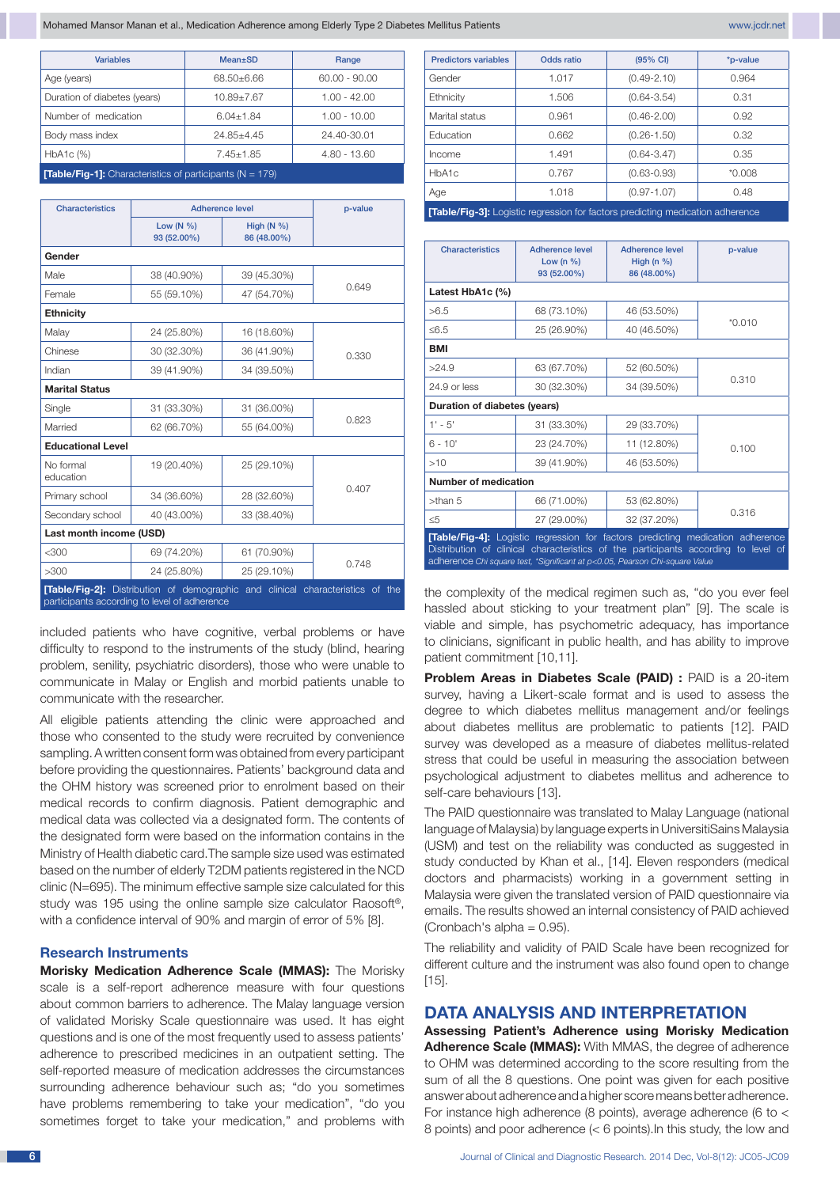| Variables | Mean±SD | Range |
|---|---|---|
| Age (years) | 68.50±6.66 | 60.00 - 90.00 |
| Duration of diabetes (years) | 10.89±7.67 | 1.00 - 42.00 |
| Number of medication | 6.04±1.84 | 1.00 - 10.00 |
| Body mass index | 24.85±4.45 | 24.40-30.01 |
| HbA1c (%) | 7.45±1.85 | 4.80 - 13.60 |

**[Table/Fig-1]:** Characteristics of participants (N = 179)

| Characteristics | Adherence level | | p-value |
|---|---|---|---|
| | Low (N %) 93 (52.00%) | High (N %) 86 (48.00%) | |
| **Gender** | | | |
| Male | 38 (40.90%) | 39 (45.30%) | 0.649 |
| Female | 55 (59.10%) | 47 (54.70%) | |
| **Ethnicity** | | | |
| Malay | 24 (25.80%) | 16 (18.60%) | 0.330 |
| Chinese | 30 (32.30%) | 36 (41.90%) | |
| Indian | 39 (41.90%) | 34 (39.50%) | |
| **Marital Status** | | | |
| Single | 31 (33.30%) | 31 (36.00%) | 0.823 |
| Married | 62 (66.70%) | 55 (64.00%) | |
| **Educational Level** | | | |
| No formal education | 19 (20.40%) | 25 (29.10%) | 0.407 |
| Primary school | 34 (36.60%) | 28 (32.60%) | |
| Secondary school | 40 (43.00%) | 33 (38.40%) | |
| **Last month income (USD)** | | | |
| <300 | 69 (74.20%) | 61 (70.90%) | 0.748 |
| >300 | 24 (25.80%) | 25 (29.10%) | |

**[Table/Fig-2]:** Distribution of demographic and clinical characteristics of the participants according to level of adherence

| Predictors variables | Odds ratio | (95% CI) | *p-value |
|---|---|---|---|
| Gender | 1.017 | (0.49-2.10) | 0.964 |
| Ethnicity | 1.506 | (0.64-3.54) | 0.31 |
| Marital status | 0.961 | (0.46-2.00) | 0.92 |
| Education | 0.662 | (0.26-1.50) | 0.32 |
| Income | 1.491 | (0.64-3.47) | 0.35 |
| HbA1c | 0.767 | (0.63-0.93) | *0.008 |
| Age | 1.018 | (0.97-1.07) | 0.48 |

**[Table/Fig-3]:** Logistic regression for factors predicting medication adherence

| Characteristics | Adherence level Low (n %) 93 (52.00%) | Adherence level High (n %) 86 (48.00%) | p-value |
|---|---|---|---|
| **Latest HbA1c (%)** | | | |
| >6.5 | 68 (73.10%) | 46 (53.50%) | *0.010 |
| ≤6.5 | 25 (26.90%) | 40 (46.50%) | |
| **BMI** | | | |
| >24.9 | 63 (67.70%) | 52 (60.50%) | 0.310 |
| 24.9 or less | 30 (32.30%) | 34 (39.50%) | |
| **Duration of diabetes (years)** | | | |
| 1' - 5' | 31 (33.30%) | 29 (33.70%) | 0.100 |
| 6 - 10' | 23 (24.70%) | 11 (12.80%) | |
| >10 | 39 (41.90%) | 46 (53.50%) | |
| **Number of medication** | | | |
| >than 5 | 66 (71.00%) | 53 (62.80%) | 0.316 |
| ≤5 | 27 (29.00%) | 32 (37.20%) | |

**[Table/Fig-4]:** Logistic regression for factors predicting medication adherence Distribution of clinical characteristics of the participants according to level of adherence *Chi square test, \*Significant at p<0.05, Pearson Chi-square Value*

included patients who have cognitive, verbal problems or have difficulty to respond to the instruments of the study (blind, hearing problem, senility, psychiatric disorders), those who were unable to communicate in Malay or English and morbid patients unable to communicate with the researcher.

All eligible patients attending the clinic were approached and those who consented to the study were recruited by convenience sampling. A written consent form was obtained from every participant before providing the questionnaires. Patients' background data and the OHM history was screened prior to enrolment based on their medical records to confirm diagnosis. Patient demographic and medical data was collected via a designated form. The contents of the designated form were based on the information contains in the Ministry of Health diabetic card. The sample size used was estimated based on the number of elderly T2DM patients registered in the NCD clinic (N=695). The minimum effective sample size calculated for this study was 195 using the online sample size calculator Raosoft®, with a confidence interval of 90% and margin of error of 5% [8].

### Research Instruments

**Morisky Medication Adherence Scale (MMAS):** The Morisky scale is a self-report adherence measure with four questions about common barriers to adherence. The Malay language version of validated Morisky Scale questionnaire was used. It has eight questions and is one of the most frequently used to assess patients' adherence to prescribed medicines in an outpatient setting. The self-reported measure of medication adherence addresses the circumstances surrounding adherence behaviour such as; "do you sometimes have problems remembering to take your medication", "do you sometimes forget to take your medication," and problems with the complexity of the medical regimen such as, "do you ever feel hassled about sticking to your treatment plan" [9]. The scale is viable and simple, has psychometric adequacy, has importance to clinicians, significant in public health, and has ability to improve patient commitment [10,11].

**Problem Areas in Diabetes Scale (PAID) :** PAID is a 20-item survey, having a Likert-scale format and is used to assess the degree to which diabetes mellitus management and/or feelings about diabetes mellitus are problematic to patients [12]. PAID survey was developed as a measure of diabetes mellitus-related stress that could be useful in measuring the association between psychological adjustment to diabetes mellitus and adherence to self-care behaviours [13].

The PAID questionnaire was translated to Malay Language (national language of Malaysia) by language experts in UniversitiSains Malaysia (USM) and test on the reliability was conducted as suggested in study conducted by Khan et al., [14]. Eleven responders (medical doctors and pharmacists) working in a government setting in Malaysia were given the translated version of PAID questionnaire via emails. The results showed an internal consistency of PAID achieved (Cronbach's alpha = 0.95).

The reliability and validity of PAID Scale have been recognized for different culture and the instrument was also found open to change [15].

## DATA ANALYSIS AND INTERPRETATION

**Assessing Patient's Adherence using Morisky Medication Adherence Scale (MMAS):** With MMAS, the degree of adherence to OHM was determined according to the score resulting from the sum of all the 8 questions. One point was given for each positive answer about adherence and a higher score means better adherence. For instance high adherence (8 points), average adherence (6 to < 8 points) and poor adherence (< 6 points).In this study, the low and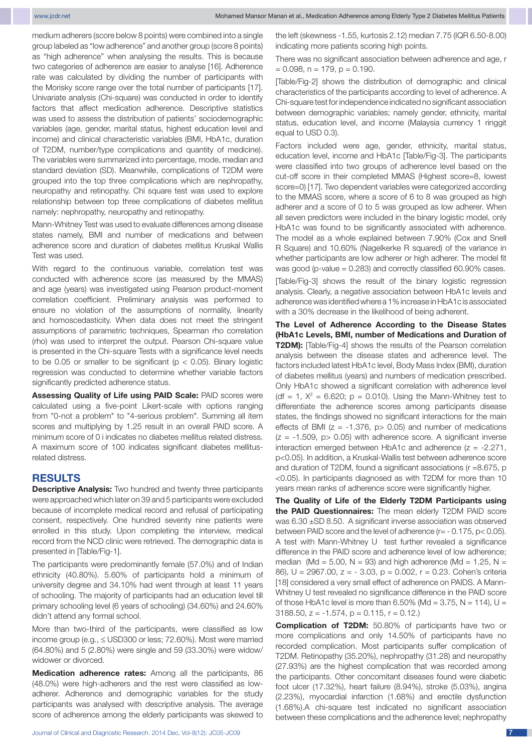medium adherers (score below 8 points) were combined into a single group labeled as "low adherence" and another group (score 8 points) as "high adherence" when analysing the results. This is because two categories of adherence are easier to analyse [16]. Adherence rate was calculated by dividing the number of participants with the Morisky score range over the total number of participants [17]. Univariate analysis (Chi-square) was conducted in order to identify factors that affect medication adherence. Descriptive statistics was used to assess the distribution of patients' sociodemographic variables (age, gender, marital status, highest education level and income) and clinical characteristic variables (BMI, HbA1c, duration of T2DM, number/type complications and quantity of medicine). The variables were summarized into percentage, mode, median and standard deviation (SD). Meanwhile, complications of T2DM were grouped into the top three complications which are nephropathy, neuropathy and retinopathy. Chi square test was used to explore relationship between top three complications of diabetes mellitus namely: nephropathy, neuropathy and retinopathy.

Mann-Whitney Test was used to evaluate differences among disease states namely, BMI and number of medications and between adherence score and duration of diabetes mellitus Kruskal Wallis Test was used.

With regard to the continuous variable, correlation test was conducted with adherence score (as measured by the MMAS) and age (years) was investigated using Pearson product-moment correlation coefficient. Preliminary analysis was performed to ensure no violation of the assumptions of normality, linearity and homoscedasticity. When data does not meet the stringent assumptions of parametric techniques, Spearman rho correlation (rho) was used to interpret the output. Pearson Chi-square value is presented in the Chi-square Tests with a significance level needs to be 0.05 or smaller to be significant ($p < 0.05$). Binary logistic regression was conducted to determine whether variable factors significantly predicted adherence status.

**Assessing Quality of Life using PAID Scale:** PAID scores were calculated using a five-point Likert-scale with options ranging from "0-not a problem" to "4-serious problem". Summing all item scores and multiplying by 1.25 result in an overall PAID score. A minimum score of 0 i indicates no diabetes mellitus related distress. A maximum score of 100 indicates significant diabetes mellitus-related distress.

## RESULTS

**Descriptive Analysis:** Two hundred and twenty three participants were approached which later on 39 and 5 participants were excluded because of incomplete medical record and refusal of participating consent, respectively. One hundred seventy nine patients were enrolled in this study. Upon completing the interview, medical record from the NCD clinic were retrieved. The demographic data is presented in [Table/Fig-1].

The participants were predominantly female (57.0%) and of Indian ethnicity (40.80%). 5.60% of participants hold a minimum of university degree and 34.10% had went through at least 11 years of schooling. The majority of participants had an education level till primary schooling level (6 years of schooling) (34.60%) and 24.60% didn't attend any formal school.

More than two-third of the participants, were classified as low income group (e.g., ≤ USD300 or less; 72.60%). Most were married (64.80%) and 5 (2.80%) were single and 59 (33.30%) were widow/ widower or divorced.

**Medication adherence rates:** Among all the participants, 86 (48.0%) were high-adherers and the rest were classified as low-adherer. Adherence and demographic variables for the study participants was analysed with descriptive analysis. The average score of adherence among the elderly participants was skewed to the left (skewness -1.55, kurtosis 2.12) median 7.75 (IQR 6.50-8.00) indicating more patients scoring high points.

There was no significant association between adherence and age, $r = 0.098$, $n = 179$, $p = 0.190$.

[Table/Fig-2] shows the distribution of demographic and clinical characteristics of the participants according to level of adherence. A Chi-square test for independence indicated no significant association between demographic variables; namely gender, ethnicity, marital status, education level, and income (Malaysia currency 1 ringgit equal to USD 0.3).

Factors included were age, gender, ethnicity, marital status, education level, income and HbA1c [Table/Fig-3]. The participants were classified into two groups of adherence level based on the cut-off score in their completed MMAS (Highest score=8, lowest score=0) [17]. Two dependent variables were categorized according to the MMAS score, where a score of 6 to 8 was grouped as high adherer and a score of 0 to 5 was grouped as low adherer. When all seven predictors were included in the binary logistic model, only HbA1c was found to be significantly associated with adherence. The model as a whole explained between 7.90% (Cox and Snell R Square) and 10.60% (Nagelkerke R squared) of the variance in whether participants are low adherer or high adherer. The model fit was good (p-value = 0.283) and correctly classified 60.90% cases.

[Table/Fig-3] shows the result of the binary logistic regression analysis. Clearly, a negative association between HbA1c levels and adherence was identified where a 1% increase in HbA1c is associated with a 30% decrease in the likelihood of being adherent.

**The Level of Adherence According to the Disease States (HbA1c Levels, BMI, number of Medications and Duration of T2DM):** [Table/Fig-4] shows the results of the Pearson correlation analysis between the disease states and adherence level. The factors included latest HbA1c level, Body Mass Index (BMI), duration of diabetes mellitus (years) and numbers of medication prescribed. Only HbA1c showed a significant correlation with adherence level (df = 1, $X^2 = 6.620$; $p = 0.010$). Using the Mann-Whitney test to differentiate the adherence scores among participants disease states, the findings showed no significant interactions for the main effects of BMI ($z = -1.376$, $p > 0.05$) and number of medications ($z = -1.509$, $p > 0.05$) with adherence score. A significant inverse interaction emerged between HbA1c and adherence ($z = -2.271$, $p < 0.05$). In addition, a Kruskal-Wallis test between adherence score and duration of T2DM, found a significant associations ($r = 8.675$, $p < 0.05$). In participants diagnosed as with T2DM for more than 10 years mean ranks of adherence score were significantly higher.

**The Quality of Life of the Elderly T2DM Participants using the PAID Questionnaires:** The mean elderly T2DM PAID score was 6.30 ±SD 8.50. A significant inverse association was observed between PAID score and the level of adherence ($r = -0.175$, $p < 0.05$). A test with Mann-Whitney U test further revealed a significance difference in the PAID score and adherence level of low adherence; median (Md = 5.00, N = 93) and high adherence (Md = 1.25, N = 86), U = 2967.00, $z = -3.03$, $p = 0.002$, $r = 0.23$. Cohen's criteria [18] considered a very small effect of adherence on PAIDS. A Mann-Whitney U test revealed no significance difference in the PAID score of those HbA1c level is more than 6.50% (Md = 3.75, N = 114), U = 3188.50, $z = -1.574$, $p = 0.115$, $r = 0.12$.)

**Complication of T2DM:** 50.80% of participants have two or more complications and only 14.50% of participants have no recorded complication. Most participants suffer complication of T2DM. Retinopathy (35.20%), nephropathy (31.28) and neuropathy (27.93%) are the highest complication that was recorded among the participants. Other concomitant diseases found were diabetic foot ulcer (17.32%), heart failure (8.94%), stroke (5.03%), angina (2.23%), myocardial infarction (1.68%) and erectile dysfunction (1.68%).A chi-square test indicated no significant association between these complications and the adherence level; nephropathy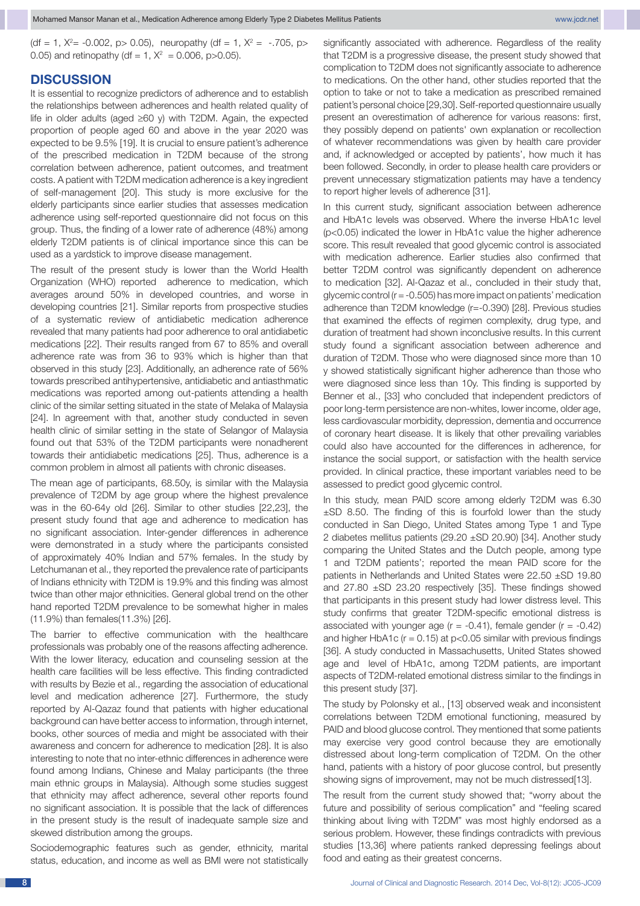(df = 1, $X^2$= -0.002, p> 0.05), neuropathy (df = 1, $X^2$ = -.705, p> 0.05) and retinopathy (df = 1, $X^2$ = 0.006, p>0.05).

## DISCUSSION

It is essential to recognize predictors of adherence and to establish the relationships between adherences and health related quality of life in older adults (aged ≥60 y) with T2DM. Again, the expected proportion of people aged 60 and above in the year 2020 was expected to be 9.5% [19]. It is crucial to ensure patient's adherence of the prescribed medication in T2DM because of the strong correlation between adherence, patient outcomes, and treatment costs. A patient with T2DM medication adherence is a key ingredient of self-management [20]. This study is more exclusive for the elderly participants since earlier studies that assesses medication adherence using self-reported questionnaire did not focus on this group. Thus, the finding of a lower rate of adherence (48%) among elderly T2DM patients is of clinical importance since this can be used as a yardstick to improve disease management.

The result of the present study is lower than the World Health Organization (WHO) reported adherence to medication, which averages around 50% in developed countries, and worse in developing countries [21]. Similar reports from prospective studies of a systematic review of antidiabetic medication adherence revealed that many patients had poor adherence to oral antidiabetic medications [22]. Their results ranged from 67 to 85% and overall adherence rate was from 36 to 93% which is higher than that observed in this study [23]. Additionally, an adherence rate of 56% towards prescribed antihypertensive, antidiabetic and antiasthmatic medications was reported among out-patients attending a health clinic of the similar setting situated in the state of Melaka of Malaysia [24]. In agreement with that, another study conducted in seven health clinic of similar setting in the state of Selangor of Malaysia found out that 53% of the T2DM participants were nonadherent towards their antidiabetic medications [25]. Thus, adherence is a common problem in almost all patients with chronic diseases.

The mean age of participants, 68.50y, is similar with the Malaysia prevalence of T2DM by age group where the highest prevalence was in the 60-64y old [26]. Similar to other studies [22,23], the present study found that age and adherence to medication has no significant association. Inter-gender differences in adherence were demonstrated in a study where the participants consisted of approximately 40% Indian and 57% females. In the study by Letchumanan et al., they reported the prevalence rate of participants of Indians ethnicity with T2DM is 19.9% and this finding was almost twice than other major ethnicities. General global trend on the other hand reported T2DM prevalence to be somewhat higher in males (11.9%) than females(11.3%) [26].

The barrier to effective communication with the healthcare professionals was probably one of the reasons affecting adherence. With the lower literacy, education and counseling session at the health care facilities will be less effective. This finding contradicted with results by Bezie et al., regarding the association of educational level and medication adherence [27]. Furthermore, the study reported by Al-Qazaz found that patients with higher educational background can have better access to information, through internet, books, other sources of media and might be associated with their awareness and concern for adherence to medication [28]. It is also interesting to note that no inter-ethnic differences in adherence were found among Indians, Chinese and Malay participants (the three main ethnic groups in Malaysia). Although some studies suggest that ethnicity may affect adherence, several other reports found no significant association. It is possible that the lack of differences in the present study is the result of inadequate sample size and skewed distribution among the groups.

Sociodemographic features such as gender, ethnicity, marital status, education, and income as well as BMI were not statistically significantly associated with adherence. Regardless of the reality that T2DM is a progressive disease, the present study showed that complication to T2DM does not significantly associate to adherence to medications. On the other hand, other studies reported that the option to take or not to take a medication as prescribed remained patient's personal choice [29,30]. Self-reported questionnaire usually present an overestimation of adherence for various reasons: first, they possibly depend on patients' own explanation or recollection of whatever recommendations was given by health care provider and, if acknowledged or accepted by patients', how much it has been followed. Secondly, in order to please health care providers or prevent unnecessary stigmatization patients may have a tendency to report higher levels of adherence [31].

In this current study, significant association between adherence and HbA1c levels was observed. Where the inverse HbA1c level (p<0.05) indicated the lower in HbA1c value the higher adherence score. This result revealed that good glycemic control is associated with medication adherence. Earlier studies also confirmed that better T2DM control was significantly dependent on adherence to medication [32]. Al-Qazaz et al., concluded in their study that, glycemic control (r = -0.505) has more impact on patients' medication adherence than T2DM knowledge (r=-0.390) [28]. Previous studies that examined the effects of regimen complexity, drug type, and duration of treatment had shown inconclusive results. In this current study found a significant association between adherence and duration of T2DM. Those who were diagnosed since more than 10 y showed statistically significant higher adherence than those who were diagnosed since less than 10y. This finding is supported by Benner et al., [33] who concluded that independent predictors of poor long-term persistence are non-whites, lower income, older age, less cardiovascular morbidity, depression, dementia and occurrence of coronary heart disease. It is likely that other prevailing variables could also have accounted for the differences in adherence, for instance the social support, or satisfaction with the health service provided. In clinical practice, these important variables need to be assessed to predict good glycemic control.

In this study, mean PAID score among elderly T2DM was 6.30 ±SD 8.50. The finding of this is fourfold lower than the study conducted in San Diego, United States among Type 1 and Type 2 diabetes mellitus patients (29.20 ±SD 20.90) [34]. Another study comparing the United States and the Dutch people, among type 1 and T2DM patients'; reported the mean PAID score for the patients in Netherlands and United States were 22.50 ±SD 19.80 and 27.80 ±SD 23.20 respectively [35]. These findings showed that participants in this present study had lower distress level. This study confirms that greater T2DM-specific emotional distress is associated with younger age (r = -0.41), female gender (r = -0.42) and higher HbA1c (r = 0.15) at p<0.05 similar with previous findings [36]. A study conducted in Massachusetts, United States showed age and level of HbA1c, among T2DM patients, are important aspects of T2DM-related emotional distress similar to the findings in this present study [37].

The study by Polonsky et al., [13] observed weak and inconsistent correlations between T2DM emotional functioning, measured by PAID and blood glucose control. They mentioned that some patients may exercise very good control because they are emotionally distressed about long-term complication of T2DM. On the other hand, patients with a history of poor glucose control, but presently showing signs of improvement, may not be much distressed[13].

The result from the current study showed that; "worry about the future and possibility of serious complication" and "feeling scared thinking about living with T2DM" was most highly endorsed as a serious problem. However, these findings contradicts with previous studies [13,36] where patients ranked depressing feelings about food and eating as their greatest concerns.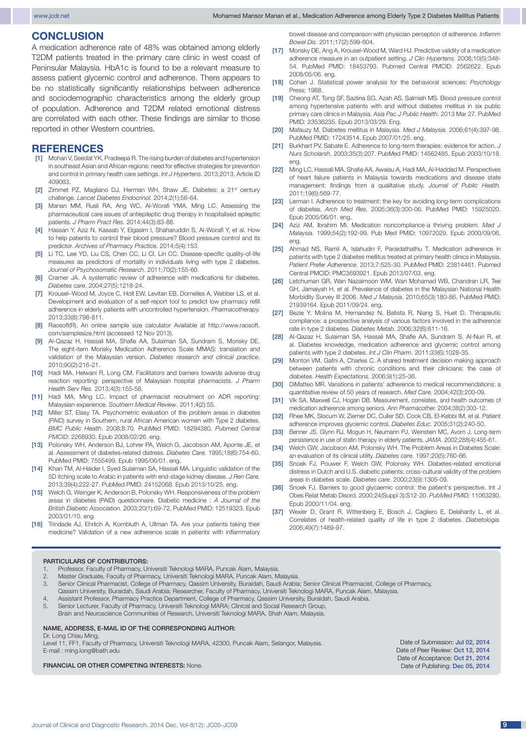## CONCLUSION

A medication adherence rate of 48% was obtained among elderly T2DM patients treated in the primary care clinic in west coast of Peninsular Malaysia. HbA1c is found to be a relevant measure to assess patient glycemic control and adherence. There appears to be no statistically significantly relationships between adherence and sociodemographic characteristics among the elderly group of population. Adherence and T2DM related emotional distress are correlated with each other. These findings are similar to those reported in other Western countries.

## REFERENCES

[1] Mohan V, Seedat YK, Pradeepa R. The rising burden of diabetes and hypertension in southeast Asian and African regions: need for effective strategies for prevention and control in primary health care settings. *Int J Hypertens.* 2013;2013, Article ID 409083.

[2] Zimmet PZ, Magliano DJ, Herman WH, Shaw JE. Diabetes: a 21st century challenge. *Lancet Diabetes Endocrinol.* 2014;2(1):56-64.

[3] Manan MM, Rusli RA, Ang WC, Al-Worafi YMA, Ming LC. Assessing the pharmaceutical care issues of antiepileptic drug therapy in hospitalised epileptic patients. *J Pharm Pract Res.* 2014;44(3):83-88.

[4] Hassan Y, Aziz N, Kassab Y, Elgasim I, Shaharuddin S, Al-Worafi Y, et al. How to help patients to control their blood pressure? Blood pressure control and its predictor. *Archives of Pharmacy Practice.* 2014;5(4):153.

[5] Li TC, Lee YD, Liu CS, Chen CC, Li CI, Lin CC. Disease-specific quality-of-life measures as predictors of mortality in individuals living with type 2 diabetes. *Journal of Psychosomatic Research.* 2011;70(2):155-60.

[6] Cramer JA. A systematic review of adherence with medications for diabetes. *Diabetes care.* 2004;27(5):1218-24.

[7] Krousel–Wood M, Joyce C, Holt EW, Levitan EB, Dornelles A, Webber LS, et al. Development and evaluation of a self-report tool to predict low pharmacy refill adherence in elderly patients with uncontrolled hypertension. *Pharmacotherapy.* 2013;33(8):798-811.

[8] Raosoft(R). An online sample size calculator Available at http://www.raosoft.com/samplesize.html (accessed 12 Nov 2013).

[9] Al-Qazaz H, Hassali MA, Shafie AA, Sulaiman SA, Sundram S, Morisky DE. The eight-item Morisky Medication Adherence Scale MMAS: translation and validation of the Malaysian version. *Diabetes research and clinical practice.* 2010;90(2):216-21.

[10] Hadi MA, Helwani R, Long CM. Facilitators and barriers towards adverse drug reaction reporting: perspective of Malaysian hospital pharmacists. *J Pharm Health Serv Res.* 2013;4(3):155-58.

[11] Hadi MA, Ming LC. Impact of pharmacist recruitment on ADR reporting: Malaysian experience. *Southern Medical Review.* 2011;4(2):55.

[12] Miller ST, Elasy TA. Psychometric evaluation of the problem areas in diabetes (PAID) survey in Southern, rural African American women with Type 2 diabetes. *BMC Public Health.* 2008;8:70. PubMed PMID: 18294380. *Pubmed Central PMCID:* 2268930. Epub 2008/02/26. eng.

[13] Polonsky WH, Anderson BJ, Lohrer PA, Welch G, Jacobson AM, Aponte JE, et al. Assessment of diabetes-related distress. *Diabetes Care.* 1995;18(6):754-60. PubMed PMID: 7555499. Epub 1995/06/01. eng.

[14] Khan TM, Al-Haider I, Syed Sulaiman SA, Hassali MA. Linguistic validation of the 5D itching scale to Arabic in patients with end-stage kidney disease. *J Ren Care.* 2013;39(4):222-27. PubMed PMID: 24152068. Epub 2013/10/25. eng.

[15] Welch G, Weinger K, Anderson B, Polonsky WH. Responsiveness of the problem areas in diabetes (PAID) questionnaire. Diabetic medicine : *A Journal of the British Diabetic Association.* 2003;20(1):69-72. PubMed PMID: 12519323. Epub 2003/01/10. eng.

[16] Trindade AJ, Ehrlich A, Kornbluth A, Ullman TA. Are your patients taking their medicine? Validation of a new adherence scale in patients with inflammatory bowel disease and comparison with physician perception of adherence. *Inflamm Bowel Dis.* 2011;17(2):599-604.

[17] Morisky DE, Ang A, Krousel-Wood M, Ward HJ. Predictive validity of a medication adherence measure in an outpatient setting. *J Clin Hypertens.* 2008;10(5):348-54. PubMed PMID: 18453793. Pubmed Central PMCID: 2562622. Epub 2008/05/06. eng.

[18] Cohen J. Statistical power analysis for the behavioral sciences: *Psychology* Press; 1988.

[19] Cheong AT, Tong SF, Sazlina SG, Azah AS, Salmiah MS. Blood pressure control among hypertensive patients with and without diabetes mellitus in six public primary care clinics in Malaysia. *Asia Pac J Public Health.* 2013 Mar 27. PubMed PMID: 23536235. Epub 2013/03/29. Eng.

[20] Mafauzy M. Diabetes mellitus in Malaysia. *Med J Malaysia.* 2006;61(4):397-98. PubMed PMID: 17243514. Epub 2007/01/25. eng.

[21] Burkhart PV, Sabate E. Adherence to long-term therapies: evidence for action. *J Nurs Scholarsh.* 2003;35(3):207. PubMed PMID: 14562485. Epub 2003/10/18. eng.

[22] Ming LC, Hassali MA, Shafie AA, Awaisu A, Hadi MA, Al-Haddad M. Perspectives of heart failure patients in Malaysia towards medications and disease state management: findings from a qualitative study. *Journal of Public Health.* 2011;19(6):569-77.

[23] Lerman I. Adherence to treatment: the key for avoiding long-term complications of diabetes. *Arch Med Res.* 2005;36(3):300-06. PubMed PMID: 15925020. Epub 2005/06/01. eng.

[24] Aziz AM, Ibrahim MI. Medication noncompliance-a thriving problem. *Med J Malaysia.* 1999;54(2):192-99. Pub Med PMID: 10972029. Epub 2000/09/06. eng.

[25] Ahmad NS, Ramli A, Islahudin F, Paraidathathu T. Medication adherence in patients with type 2 diabetes mellitus treated at primary health clinics in Malaysia. *Patient Prefer Adherence.* 2013;7:525-30. PubMed PMID: 23814461. Pubmed Central PMCID: PMC3693921. Epub 2013/07/03. eng.

[26] Letchuman GR, Wan Nazaimoon WM, Wan Mohamad WB, Chandran LR, Tee GH, Jamaiyah H, et al. Prevalence of diabetes in the Malaysian National Health Morbidity Survey III 2006. *Med J Malaysia.* 2010;65(3):180-86. PubMed PMID: 21939164. Epub 2011/09/24. eng.

[27] Bezie Y, Molina M, Hernandez N, Batista R, Niang S, Huet D. Therapeutic compliance: a prospective analysis of various factors involved in the adherence rate in type 2 diabetes. *Diabetes Metab.* 2006;32(6):611-16.

[28] Al-Qazaz H, Sulaiman SA, Hassali MA, Shafie AA, Sundram S, Al-Nuri R, et al. Diabetes knowledge, medication adherence and glycemic control among patients with type 2 diabetes. *Int J Clin Pharm.* 2011;33(6):1028-35.

[29] Montori VM, Gafni A, Charles C. A shared treatment decision making approach between patients with chronic conditions and their clinicians: the case of diabetes. *Health Expectations.* 2006;9(1):25-36.

[30] DiMatteo MR. Variations in patients' adherence to medical recommendations: a quantitative review of 50 years of research. *Med Care.* 2004;42(3):200-09.

[31] Vik SA, Maxwell CJ, Hogan DB. Measurement, correlates, and health outcomes of medication adherence among seniors. *Ann Pharmacother.* 2004;38(2):303-12.

[32] Rhee MK, Slocum W, Ziemer DC, Culler SD, Cook CB, El-Kebbi IM, et al. Patient adherence improves glycemic control. *Diabetes Educ.* 2005;31(2):240-50.

[33] Benner JS, Glynn RJ, Mogun H, Neumann PJ, Weinstein MC, Avorn J. Long-term persistence in use of statin therapy in elderly patients. *JAMA.* 2002;288(4):455-61.

[34] Welch GW, Jacobson AM, Polonsky WH. The Problem Areas in Diabetes Scale: an evaluation of its clinical utility. *Diabetes care.* 1997;20(5):760-66.

[35] Snoek FJ, Pouwer F, Welch GW, Polonsky WH. Diabetes-related emotional distress in Dutch and U.S. diabetic patients: cross-cultural validity of the problem areas in diabetes scale. *Diabetes care.* 2000;23(9):1305-09.

[36] Snoek FJ. Barriers to good glycaemic control: the patient's perspective. Int J Obes Relat Metab Disord. 2000;24(Suppl 3):S12-20. *PubMed PMID:* 11063280. Epub 2000/11/04. eng.

[37] Wexler D, Grant R, Wittenberg E, Bosch J, Cagliero E, Delahanty L, et al. Correlates of health-related quality of life in type 2 diabetes. *Diabetologia.* 2006;49(7):1489-97.

**PARTICULARS OF CONTRIBUTORS:**

1. Professor, Faculty of Pharmacy, Universiti Teknologi MARA, Puncak Alam, Malaysia.
2. Master Graduate, Faculty of Pharmacy, Universiti Teknologi MARA, Puncak Alam, Malaysia.
3. Senior Clinical Pharmacist, College of Pharmacy, Qassim University, Buraidah, Saudi Arabia; Senior Clinical Pharmacist, College of Pharmacy, Qassim University, Buraidah, Saudi Arabia; Researcher, Faculty of Pharmacy, Universiti Teknologi MARA, Puncak Alam, Malaysia.
4. Assistant Professor, Pharmacy Practice Department, College of Pharmacy, Qassim University, Buraidah, Saudi Arabia.
5. Senior Lecturer, Faculty of Pharmacy, Universiti Teknologi MARA; Clinical and Social Research Group, Brain and Neuroscience Communities of Research, Universiti Teknologi MARA, Shah Alam, Malaysia.

**NAME, ADDRESS, E-MAIL ID OF THE CORRESPONDING AUTHOR:**

Dr. Long Chiau Ming,
Level 11, FF1, Faculty of Pharmacy, Universiti Teknologi MARA, 42300, Puncak Alam, Selangor, Malaysia.
E-mail : ming.long@bath.edu

**FINANCIAL OR OTHER COMPETING INTERESTS:** None.

Date of Submission: Jul 02, 2014
Date of Peer Review: Oct 12, 2014
Date of Acceptance: Oct 21, 2014
Date of Publishing: Dec 05, 2014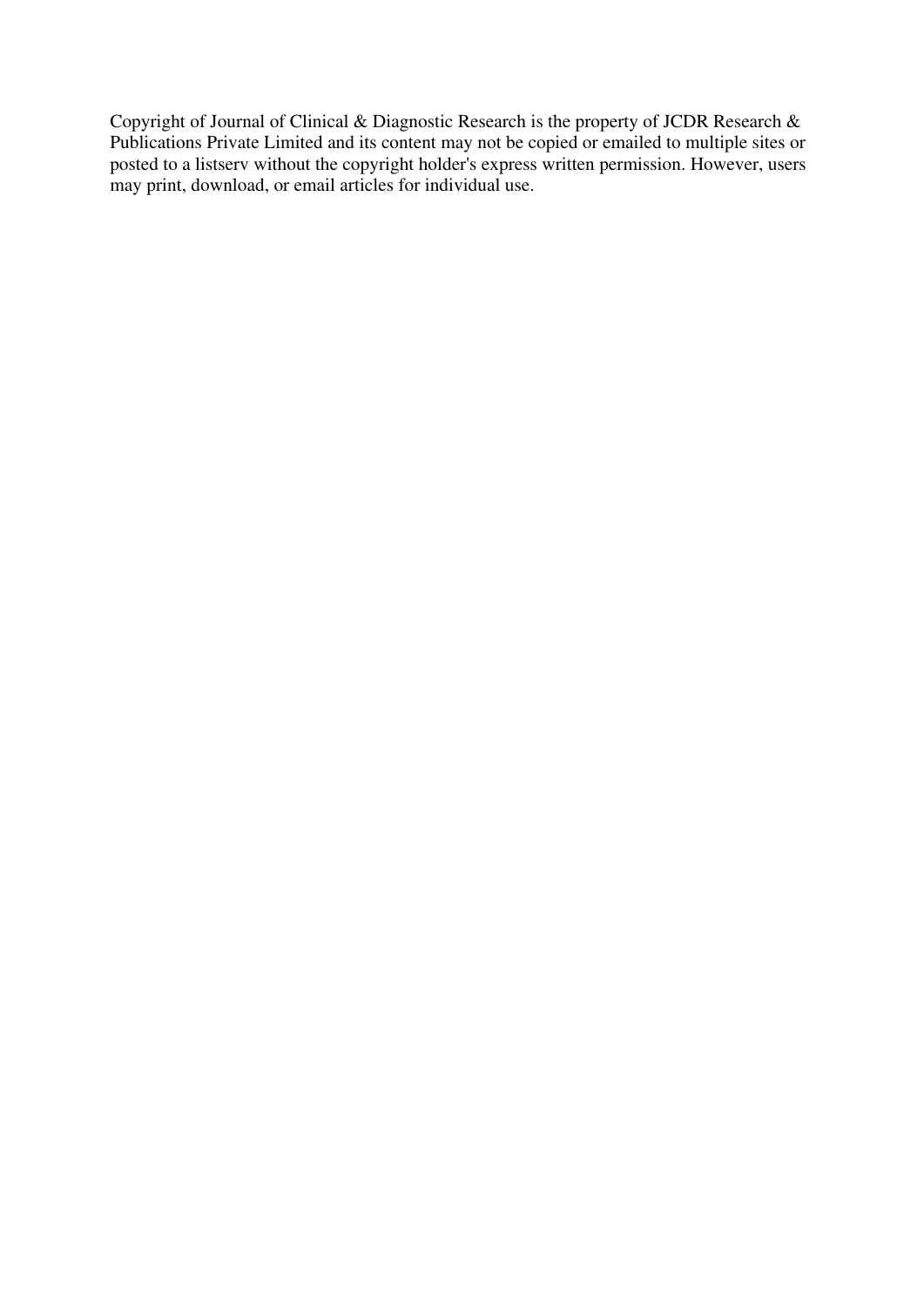Copyright of Journal of Clinical & Diagnostic Research is the property of JCDR Research & Publications Private Limited and its content may not be copied or emailed to multiple sites or posted to a listserv without the copyright holder's express written permission. However, users may print, download, or email articles for individual use.